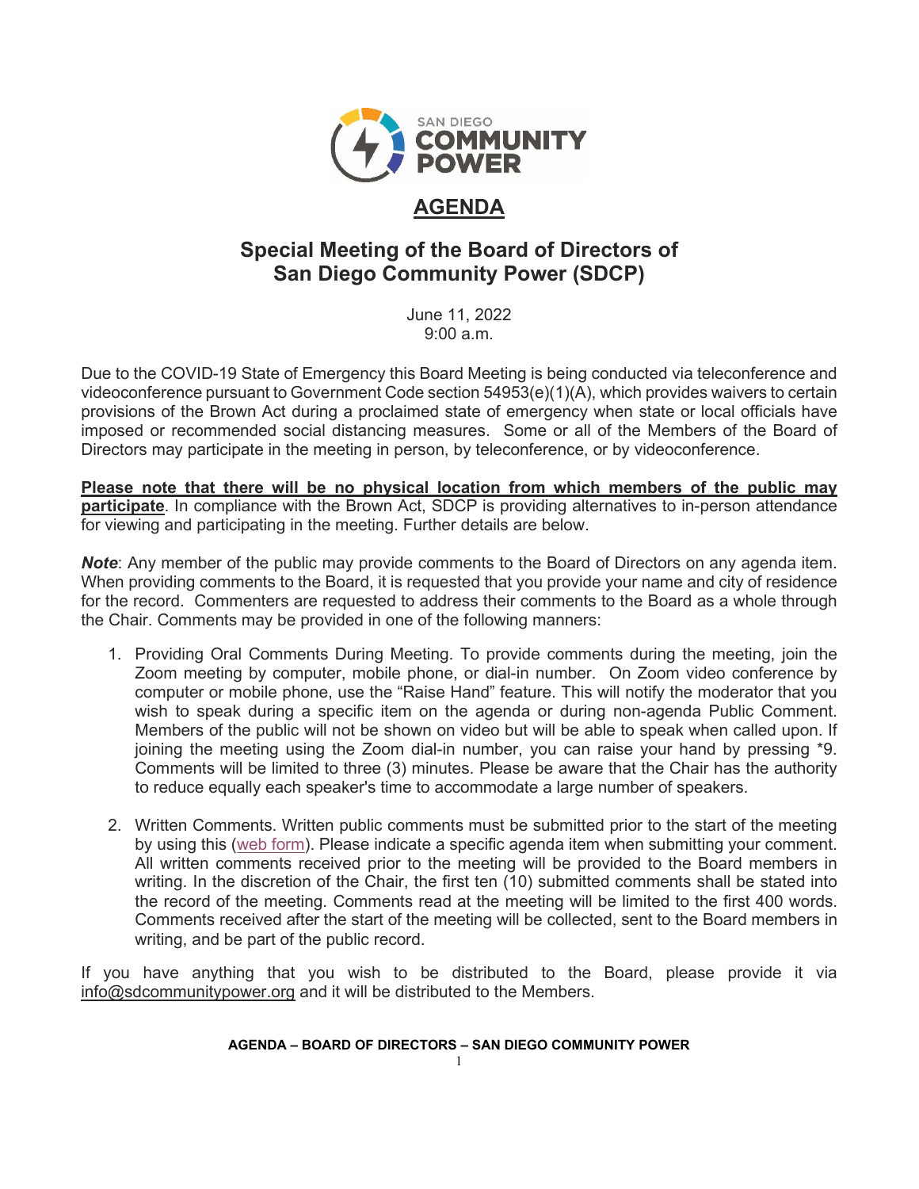# AGENDA

## Special Meeting of the Board of Directors of San Diego Community Power (SDCP)

June 11, 2022
9:00 a.m.

Due to the COVID-19 State of Emergency this Board Meeting is being conducted via teleconference and videoconference pursuant to Government Code section 54953(e)(1)(A), which provides waivers to certain provisions of the Brown Act during a proclaimed state of emergency when state or local officials have imposed or recommended social distancing measures. Some or all of the Members of the Board of Directors may participate in the meeting in person, by teleconference, or by videoconference.

**Please note that there will be no physical location from which members of the public may participate**. In compliance with the Brown Act, SDCP is providing alternatives to in-person attendance for viewing and participating in the meeting. Further details are below.

***Note***: Any member of the public may provide comments to the Board of Directors on any agenda item. When providing comments to the Board, it is requested that you provide your name and city of residence for the record. Commenters are requested to address their comments to the Board as a whole through the Chair. Comments may be provided in one of the following manners:

1. Providing Oral Comments During Meeting. To provide comments during the meeting, join the Zoom meeting by computer, mobile phone, or dial-in number. On Zoom video conference by computer or mobile phone, use the "Raise Hand" feature. This will notify the moderator that you wish to speak during a specific item on the agenda or during non-agenda Public Comment. Members of the public will not be shown on video but will be able to speak when called upon. If joining the meeting using the Zoom dial-in number, you can raise your hand by pressing *9. Comments will be limited to three (3) minutes. Please be aware that the Chair has the authority to reduce equally each speaker's time to accommodate a large number of speakers.

2. Written Comments. Written public comments must be submitted prior to the start of the meeting by using this (web form). Please indicate a specific agenda item when submitting your comment. All written comments received prior to the meeting will be provided to the Board members in writing. In the discretion of the Chair, the first ten (10) submitted comments shall be stated into the record of the meeting. Comments read at the meeting will be limited to the first 400 words. Comments received after the start of the meeting will be collected, sent to the Board members in writing, and be part of the public record.

If you have anything that you wish to be distributed to the Board, please provide it via info@sdcommunitypower.org and it will be distributed to the Members.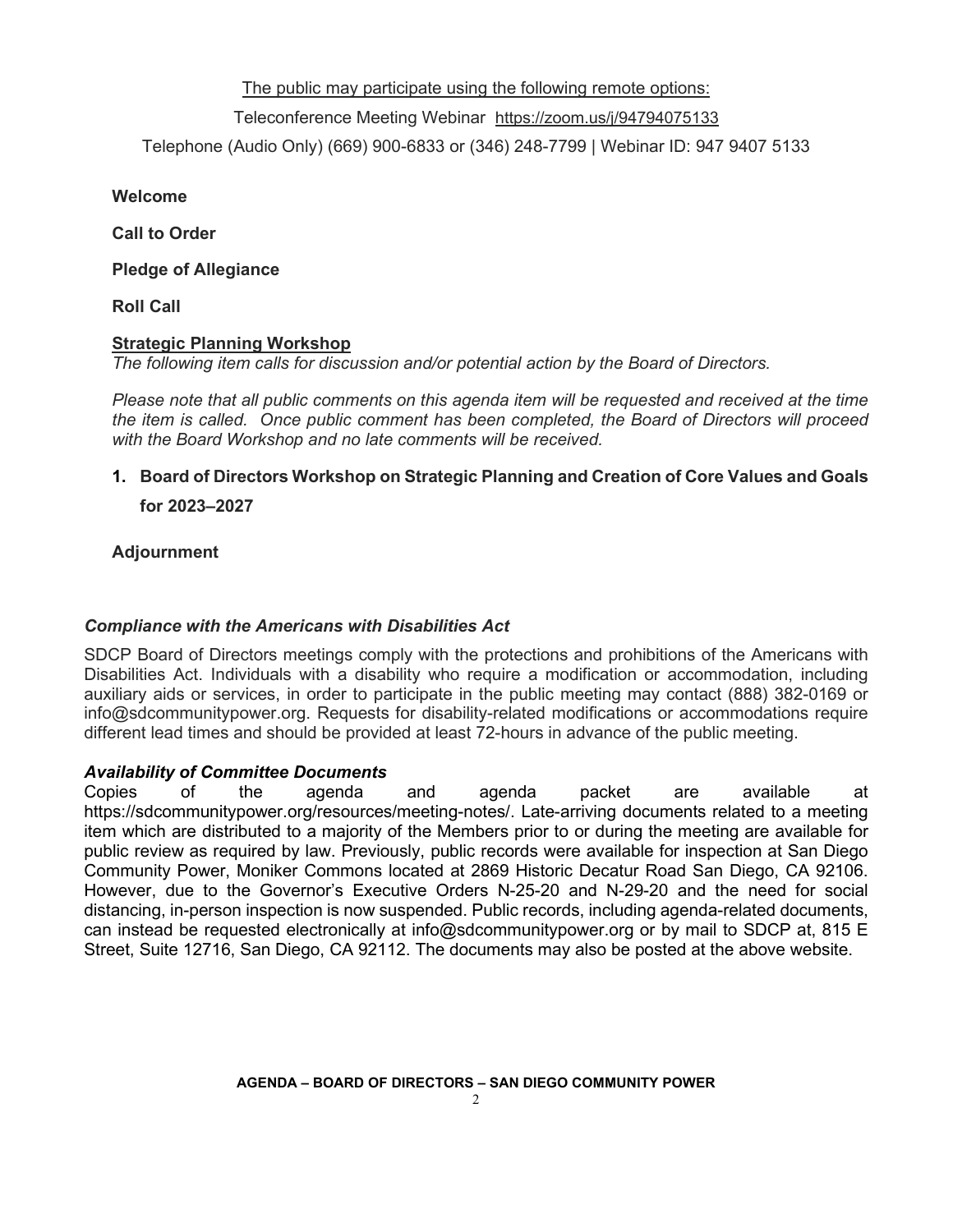The public may participate using the following remote options:

Teleconference Meeting Webinar https://zoom.us/j/94794075133

Telephone (Audio Only) (669) 900-6833 or (346) 248-7799 | Webinar ID: 947 9407 5133

**Welcome**

**Call to Order**

**Pledge of Allegiance**

**Roll Call**

**Strategic Planning Workshop**

*The following item calls for discussion and/or potential action by the Board of Directors.*

*Please note that all public comments on this agenda item will be requested and received at the time the item is called. Once public comment has been completed, the Board of Directors will proceed with the Board Workshop and no late comments will be received.*

1. **Board of Directors Workshop on Strategic Planning and Creation of Core Values and Goals for 2023–2027**

**Adjournment**

***Compliance with the Americans with Disabilities Act***

SDCP Board of Directors meetings comply with the protections and prohibitions of the Americans with Disabilities Act. Individuals with a disability who require a modification or accommodation, including auxiliary aids or services, in order to participate in the public meeting may contact (888) 382-0169 or info@sdcommunitypower.org. Requests for disability-related modifications or accommodations require different lead times and should be provided at least 72-hours in advance of the public meeting.

***Availability of Committee Documents***

Copies of the agenda and agenda packet are available at https://sdcommunitypower.org/resources/meeting-notes/. Late-arriving documents related to a meeting item which are distributed to a majority of the Members prior to or during the meeting are available for public review as required by law. Previously, public records were available for inspection at San Diego Community Power, Moniker Commons located at 2869 Historic Decatur Road San Diego, CA 92106. However, due to the Governor's Executive Orders N-25-20 and N-29-20 and the need for social distancing, in-person inspection is now suspended. Public records, including agenda-related documents, can instead be requested electronically at info@sdcommunitypower.org or by mail to SDCP at, 815 E Street, Suite 12716, San Diego, CA 92112. The documents may also be posted at the above website.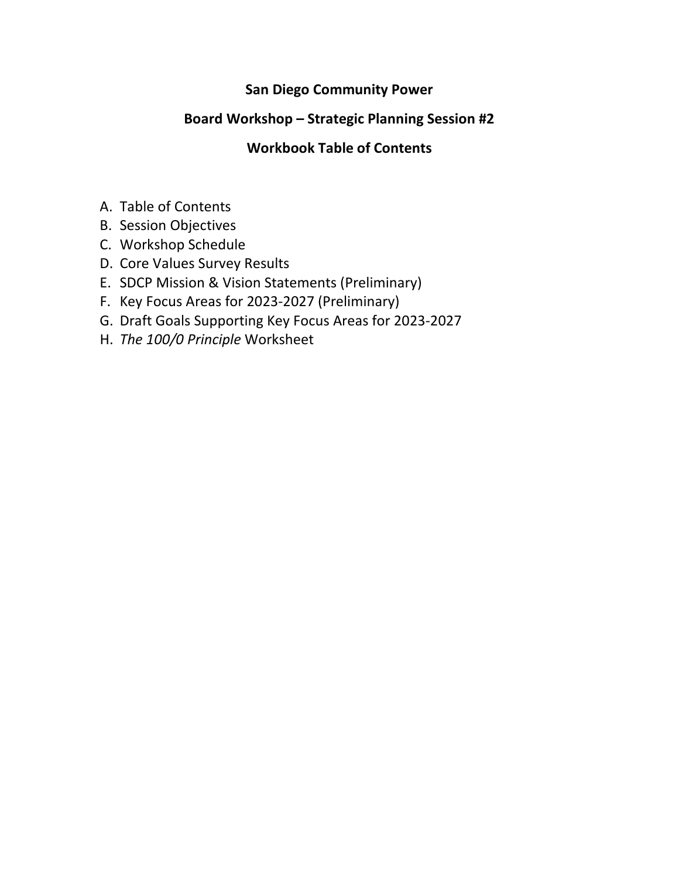# San Diego Community Power

## Board Workshop – Strategic Planning Session #2

## Workbook Table of Contents

A. Table of Contents
B. Session Objectives
C. Workshop Schedule
D. Core Values Survey Results
E. SDCP Mission & Vision Statements (Preliminary)
F. Key Focus Areas for 2023-2027 (Preliminary)
G. Draft Goals Supporting Key Focus Areas for 2023-2027
H. *The 100/0 Principle* Worksheet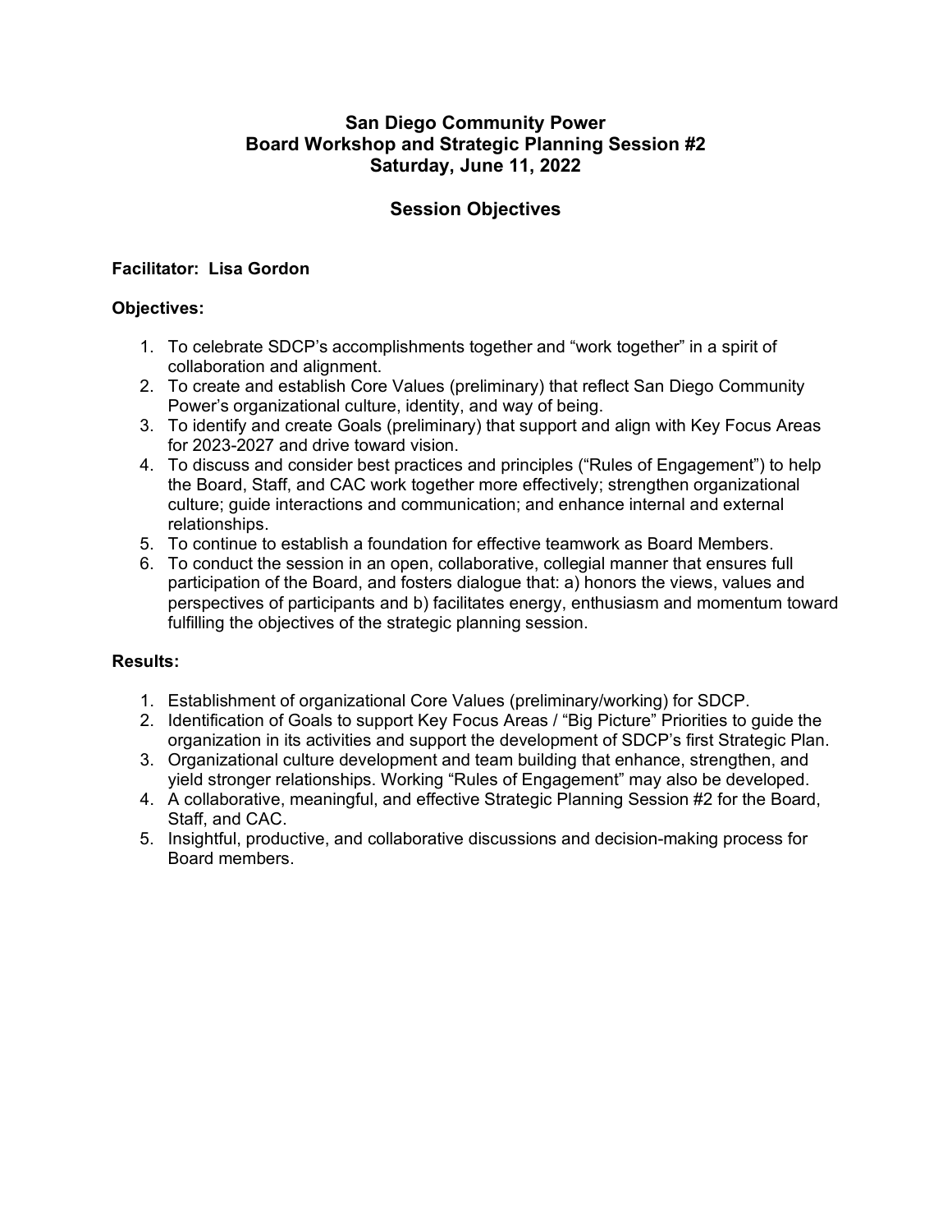# San Diego Community Power
# Board Workshop and Strategic Planning Session #2
# Saturday, June 11, 2022

## Session Objectives

**Facilitator: Lisa Gordon**

**Objectives:**

1. To celebrate SDCP's accomplishments together and "work together" in a spirit of collaboration and alignment.
2. To create and establish Core Values (preliminary) that reflect San Diego Community Power's organizational culture, identity, and way of being.
3. To identify and create Goals (preliminary) that support and align with Key Focus Areas for 2023-2027 and drive toward vision.
4. To discuss and consider best practices and principles ("Rules of Engagement") to help the Board, Staff, and CAC work together more effectively; strengthen organizational culture; guide interactions and communication; and enhance internal and external relationships.
5. To continue to establish a foundation for effective teamwork as Board Members.
6. To conduct the session in an open, collaborative, collegial manner that ensures full participation of the Board, and fosters dialogue that: a) honors the views, values and perspectives of participants and b) facilitates energy, enthusiasm and momentum toward fulfilling the objectives of the strategic planning session.

**Results:**

1. Establishment of organizational Core Values (preliminary/working) for SDCP.
2. Identification of Goals to support Key Focus Areas / "Big Picture" Priorities to guide the organization in its activities and support the development of SDCP's first Strategic Plan.
3. Organizational culture development and team building that enhance, strengthen, and yield stronger relationships. Working "Rules of Engagement" may also be developed.
4. A collaborative, meaningful, and effective Strategic Planning Session #2 for the Board, Staff, and CAC.
5. Insightful, productive, and collaborative discussions and decision-making process for Board members.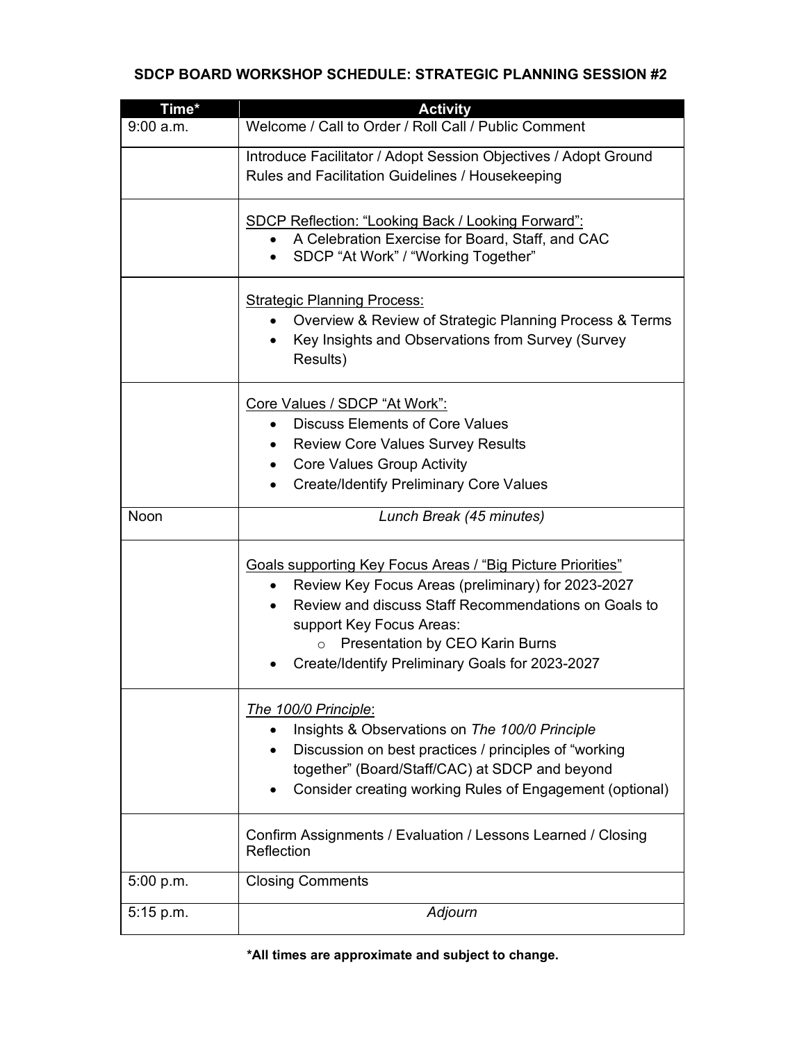## SDCP BOARD WORKSHOP SCHEDULE: STRATEGIC PLANNING SESSION #2

| Time* | Activity |
|---|---|
| 9:00 a.m. | Welcome / Call to Order / Roll Call / Public Comment |
| | Introduce Facilitator / Adopt Session Objectives / Adopt Ground Rules and Facilitation Guidelines / Housekeeping |
| | <u>SDCP Reflection: "Looking Back / Looking Forward":</u><br>• A Celebration Exercise for Board, Staff, and CAC<br>• SDCP "At Work" / "Working Together" |
| | <u>Strategic Planning Process:</u><br>• Overview & Review of Strategic Planning Process & Terms<br>• Key Insights and Observations from Survey (Survey Results) |
| | <u>Core Values / SDCP "At Work":</u><br>• Discuss Elements of Core Values<br>• Review Core Values Survey Results<br>• Core Values Group Activity<br>• Create/Identify Preliminary Core Values |
| Noon | *Lunch Break (45 minutes)* |
| | <u>Goals supporting Key Focus Areas / "Big Picture Priorities"</u><br>• Review Key Focus Areas (preliminary) for 2023-2027<br>• Review and discuss Staff Recommendations on Goals to support Key Focus Areas:<br>&nbsp;&nbsp;&nbsp;&nbsp;○ Presentation by CEO Karin Burns<br>• Create/Identify Preliminary Goals for 2023-2027 |
| | <u>*The 100/0 Principle*</u>:<br>• Insights & Observations on *The 100/0 Principle*<br>• Discussion on best practices / principles of "working together" (Board/Staff/CAC) at SDCP and beyond<br>• Consider creating working Rules of Engagement (optional) |
| | Confirm Assignments / Evaluation / Lessons Learned / Closing Reflection |
| 5:00 p.m. | Closing Comments |
| 5:15 p.m. | *Adjourn* |

**\*All times are approximate and subject to change.**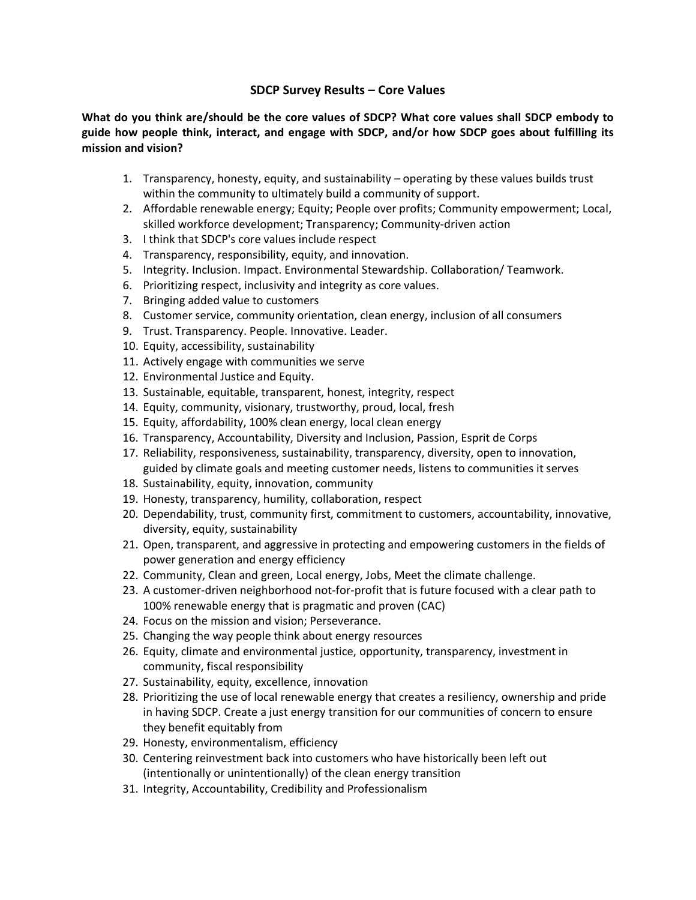# SDCP Survey Results – Core Values

**What do you think are/should be the core values of SDCP? What core values shall SDCP embody to guide how people think, interact, and engage with SDCP, and/or how SDCP goes about fulfilling its mission and vision?**

1. Transparency, honesty, equity, and sustainability – operating by these values builds trust within the community to ultimately build a community of support.
2. Affordable renewable energy; Equity; People over profits; Community empowerment; Local, skilled workforce development; Transparency; Community-driven action
3. I think that SDCP's core values include respect
4. Transparency, responsibility, equity, and innovation.
5. Integrity. Inclusion. Impact. Environmental Stewardship. Collaboration/ Teamwork.
6. Prioritizing respect, inclusivity and integrity as core values.
7. Bringing added value to customers
8. Customer service, community orientation, clean energy, inclusion of all consumers
9. Trust. Transparency. People. Innovative. Leader.
10. Equity, accessibility, sustainability
11. Actively engage with communities we serve
12. Environmental Justice and Equity.
13. Sustainable, equitable, transparent, honest, integrity, respect
14. Equity, community, visionary, trustworthy, proud, local, fresh
15. Equity, affordability, 100% clean energy, local clean energy
16. Transparency, Accountability, Diversity and Inclusion, Passion, Esprit de Corps
17. Reliability, responsiveness, sustainability, transparency, diversity, open to innovation, guided by climate goals and meeting customer needs, listens to communities it serves
18. Sustainability, equity, innovation, community
19. Honesty, transparency, humility, collaboration, respect
20. Dependability, trust, community first, commitment to customers, accountability, innovative, diversity, equity, sustainability
21. Open, transparent, and aggressive in protecting and empowering customers in the fields of power generation and energy efficiency
22. Community, Clean and green, Local energy, Jobs, Meet the climate challenge.
23. A customer-driven neighborhood not-for-profit that is future focused with a clear path to 100% renewable energy that is pragmatic and proven (CAC)
24. Focus on the mission and vision; Perseverance.
25. Changing the way people think about energy resources
26. Equity, climate and environmental justice, opportunity, transparency, investment in community, fiscal responsibility
27. Sustainability, equity, excellence, innovation
28. Prioritizing the use of local renewable energy that creates a resiliency, ownership and pride in having SDCP. Create a just energy transition for our communities of concern to ensure they benefit equitably from
29. Honesty, environmentalism, efficiency
30. Centering reinvestment back into customers who have historically been left out (intentionally or unintentionally) of the clean energy transition
31. Integrity, Accountability, Credibility and Professionalism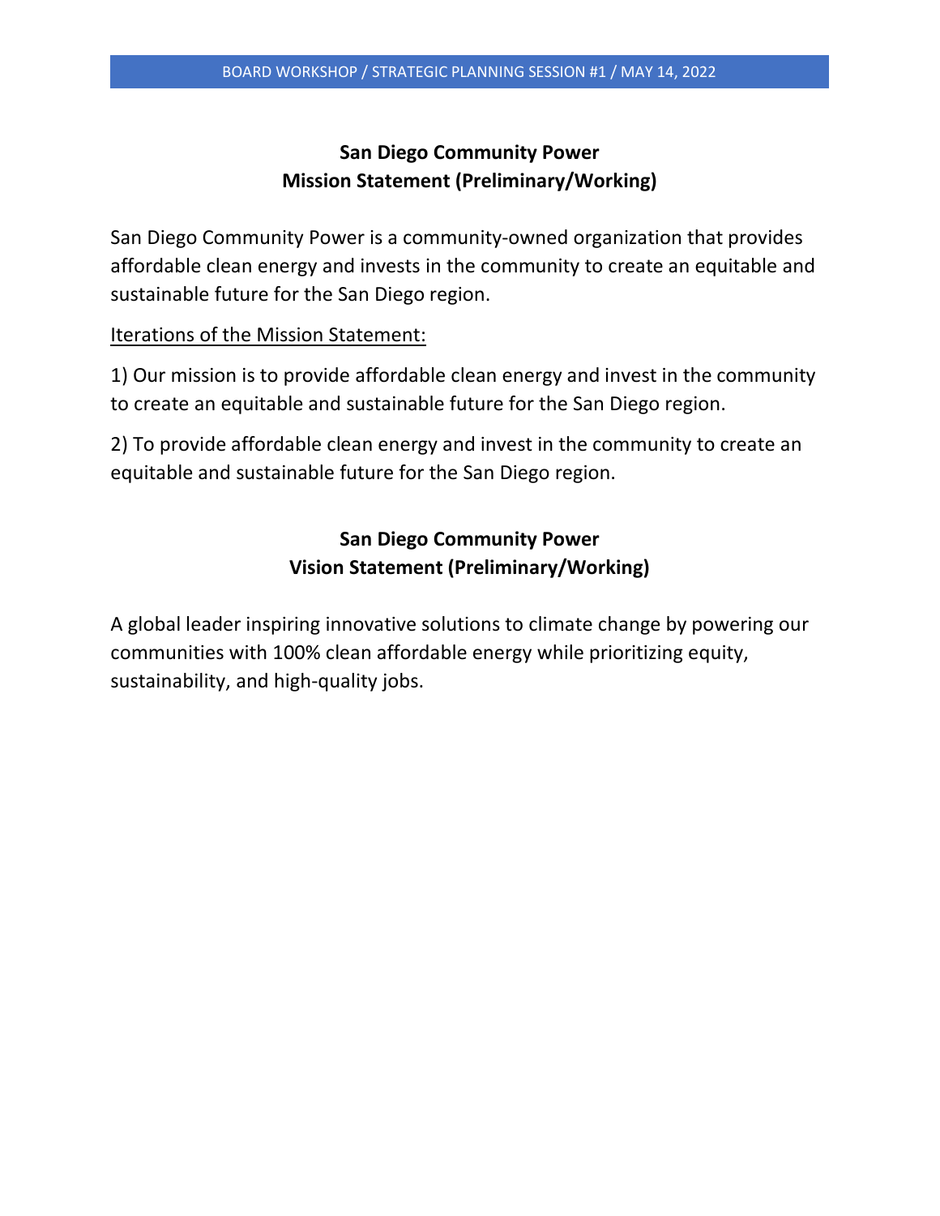## San Diego Community Power
## Mission Statement (Preliminary/Working)

San Diego Community Power is a community-owned organization that provides affordable clean energy and invests in the community to create an equitable and sustainable future for the San Diego region.

Iterations of the Mission Statement:

1) Our mission is to provide affordable clean energy and invest in the community to create an equitable and sustainable future for the San Diego region.

2) To provide affordable clean energy and invest in the community to create an equitable and sustainable future for the San Diego region.

## San Diego Community Power
## Vision Statement (Preliminary/Working)

A global leader inspiring innovative solutions to climate change by powering our communities with 100% clean affordable energy while prioritizing equity, sustainability, and high-quality jobs.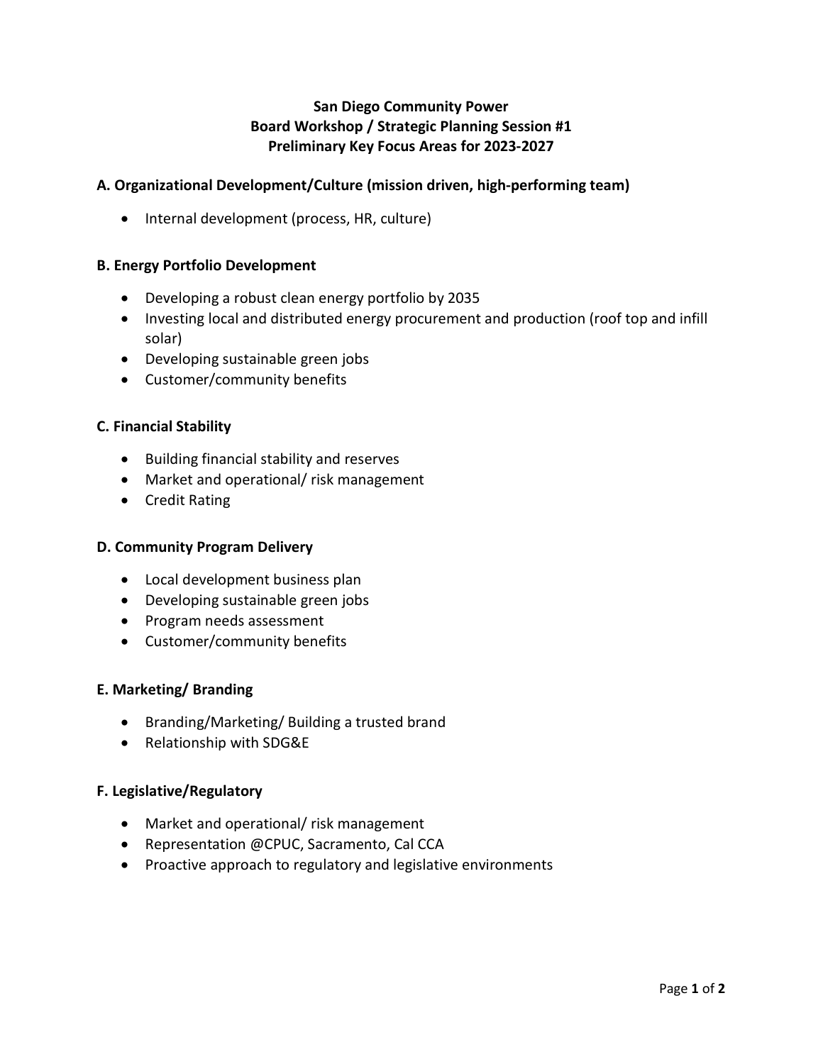# San Diego Community Power
## Board Workshop / Strategic Planning Session #1
## Preliminary Key Focus Areas for 2023-2027

### A. Organizational Development/Culture (mission driven, high-performing team)

- Internal development (process, HR, culture)

### B. Energy Portfolio Development

- Developing a robust clean energy portfolio by 2035
- Investing local and distributed energy procurement and production (roof top and infill solar)
- Developing sustainable green jobs
- Customer/community benefits

### C. Financial Stability

- Building financial stability and reserves
- Market and operational/ risk management
- Credit Rating

### D. Community Program Delivery

- Local development business plan
- Developing sustainable green jobs
- Program needs assessment
- Customer/community benefits

### E. Marketing/ Branding

- Branding/Marketing/ Building a trusted brand
- Relationship with SDG&E

### F. Legislative/Regulatory

- Market and operational/ risk management
- Representation @CPUC, Sacramento, Cal CCA
- Proactive approach to regulatory and legislative environments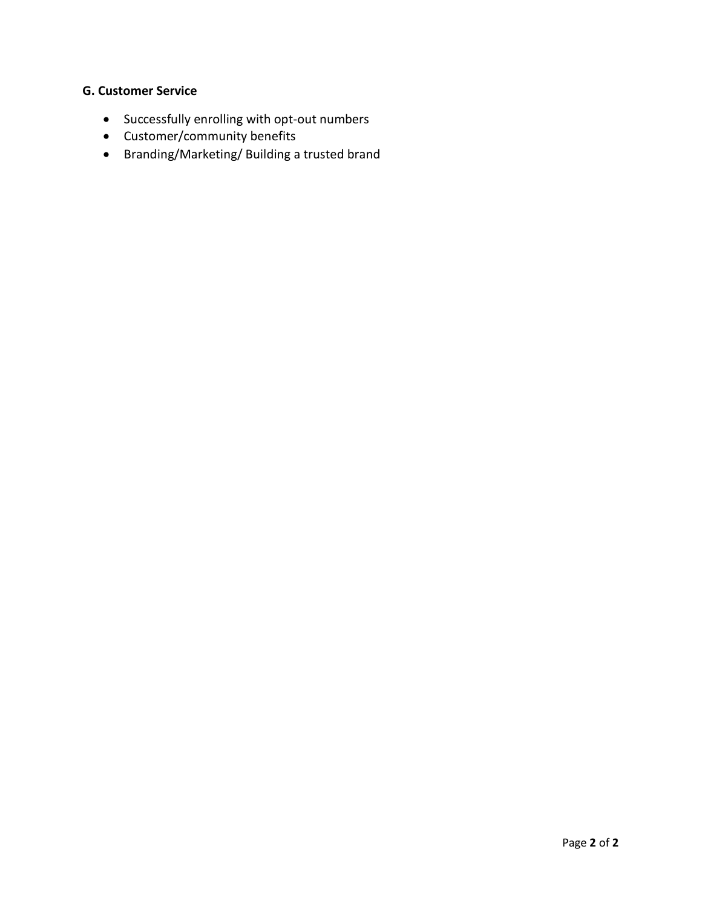### G. Customer Service

- Successfully enrolling with opt-out numbers
- Customer/community benefits
- Branding/Marketing/ Building a trusted brand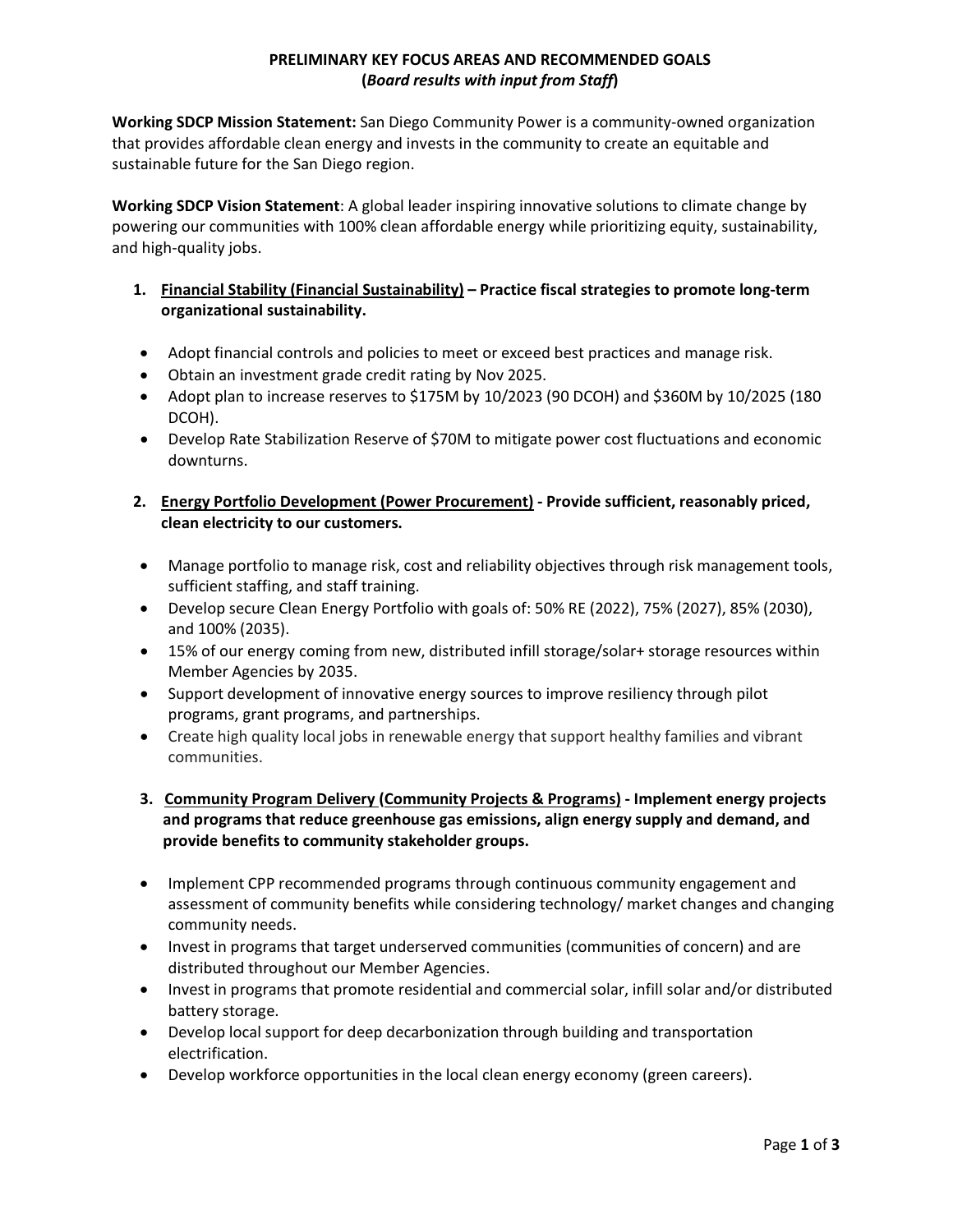**PRELIMINARY KEY FOCUS AREAS AND RECOMMENDED GOALS**
**(*Board results with input from Staff*)**

**Working SDCP Mission Statement:** San Diego Community Power is a community-owned organization that provides affordable clean energy and invests in the community to create an equitable and sustainable future for the San Diego region.

**Working SDCP Vision Statement**: A global leader inspiring innovative solutions to climate change by powering our communities with 100% clean affordable energy while prioritizing equity, sustainability, and high-quality jobs.

1. **<u>Financial Stability (Financial Sustainability)</u> – Practice fiscal strategies to promote long-term organizational sustainability.**

   - Adopt financial controls and policies to meet or exceed best practices and manage risk.
   - Obtain an investment grade credit rating by Nov 2025.
   - Adopt plan to increase reserves to $175M by 10/2023 (90 DCOH) and $360M by 10/2025 (180 DCOH).
   - Develop Rate Stabilization Reserve of $70M to mitigate power cost fluctuations and economic downturns.

2. **<u>Energy Portfolio Development (Power Procurement)</u> - Provide sufficient, reasonably priced, clean electricity to our customers.**

   - Manage portfolio to manage risk, cost and reliability objectives through risk management tools, sufficient staffing, and staff training.
   - Develop secure Clean Energy Portfolio with goals of: 50% RE (2022), 75% (2027), 85% (2030), and 100% (2035).
   - 15% of our energy coming from new, distributed infill storage/solar+ storage resources within Member Agencies by 2035.
   - Support development of innovative energy sources to improve resiliency through pilot programs, grant programs, and partnerships.
   - Create high quality local jobs in renewable energy that support healthy families and vibrant communities.

3. **<u>Community Program Delivery (Community Projects & Programs)</u> - Implement energy projects and programs that reduce greenhouse gas emissions, align energy supply and demand, and provide benefits to community stakeholder groups.**

   - Implement CPP recommended programs through continuous community engagement and assessment of community benefits while considering technology/ market changes and changing community needs.
   - Invest in programs that target underserved communities (communities of concern) and are distributed throughout our Member Agencies.
   - Invest in programs that promote residential and commercial solar, infill solar and/or distributed battery storage.
   - Develop local support for deep decarbonization through building and transportation electrification.
   - Develop workforce opportunities in the local clean energy economy (green careers).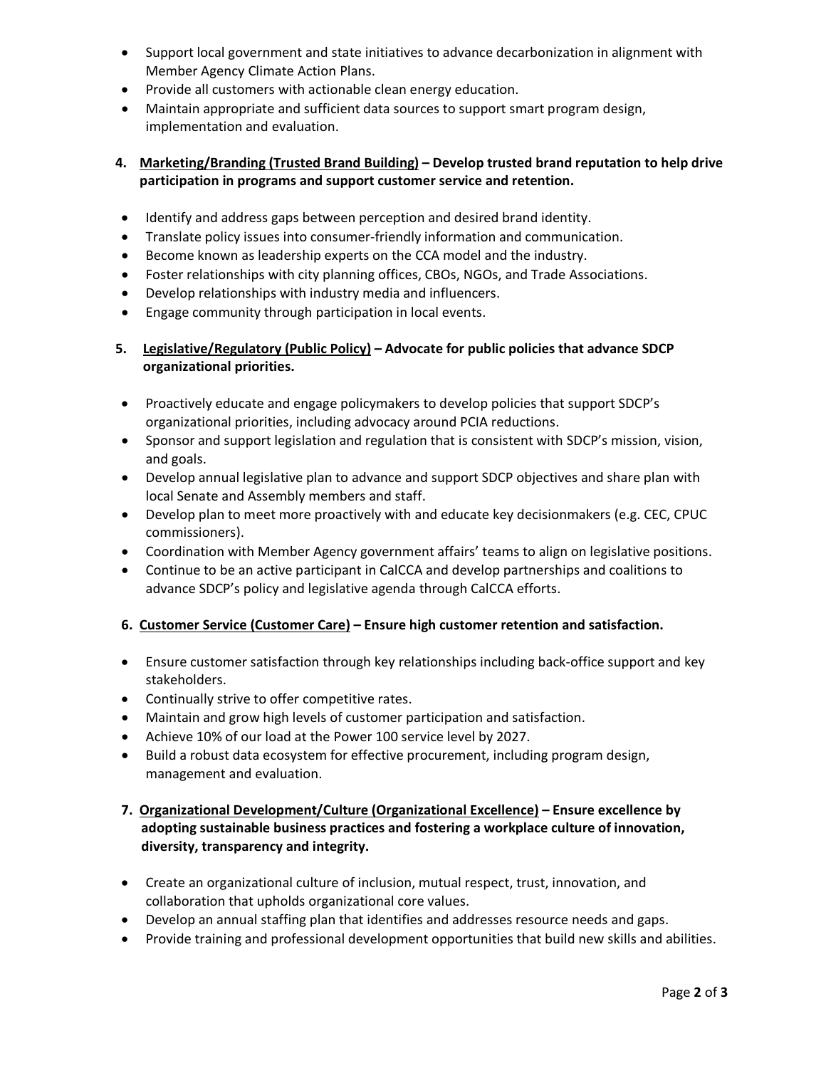- Support local government and state initiatives to advance decarbonization in alignment with Member Agency Climate Action Plans.
- Provide all customers with actionable clean energy education.
- Maintain appropriate and sufficient data sources to support smart program design, implementation and evaluation.

**4. <u>Marketing/Branding (Trusted Brand Building)</u> – Develop trusted brand reputation to help drive participation in programs and support customer service and retention.**

- Identify and address gaps between perception and desired brand identity.
- Translate policy issues into consumer-friendly information and communication.
- Become known as leadership experts on the CCA model and the industry.
- Foster relationships with city planning offices, CBOs, NGOs, and Trade Associations.
- Develop relationships with industry media and influencers.
- Engage community through participation in local events.

**5. <u>Legislative/Regulatory (Public Policy)</u> – Advocate for public policies that advance SDCP organizational priorities.**

- Proactively educate and engage policymakers to develop policies that support SDCP's organizational priorities, including advocacy around PCIA reductions.
- Sponsor and support legislation and regulation that is consistent with SDCP's mission, vision, and goals.
- Develop annual legislative plan to advance and support SDCP objectives and share plan with local Senate and Assembly members and staff.
- Develop plan to meet more proactively with and educate key decisionmakers (e.g. CEC, CPUC commissioners).
- Coordination with Member Agency government affairs' teams to align on legislative positions.
- Continue to be an active participant in CalCCA and develop partnerships and coalitions to advance SDCP's policy and legislative agenda through CalCCA efforts.

**6. <u>Customer Service (Customer Care)</u> – Ensure high customer retention and satisfaction.**

- Ensure customer satisfaction through key relationships including back-office support and key stakeholders.
- Continually strive to offer competitive rates.
- Maintain and grow high levels of customer participation and satisfaction.
- Achieve 10% of our load at the Power 100 service level by 2027.
- Build a robust data ecosystem for effective procurement, including program design, management and evaluation.

**7. <u>Organizational Development/Culture (Organizational Excellence)</u> – Ensure excellence by adopting sustainable business practices and fostering a workplace culture of innovation, diversity, transparency and integrity.**

- Create an organizational culture of inclusion, mutual respect, trust, innovation, and collaboration that upholds organizational core values.
- Develop an annual staffing plan that identifies and addresses resource needs and gaps.
- Provide training and professional development opportunities that build new skills and abilities.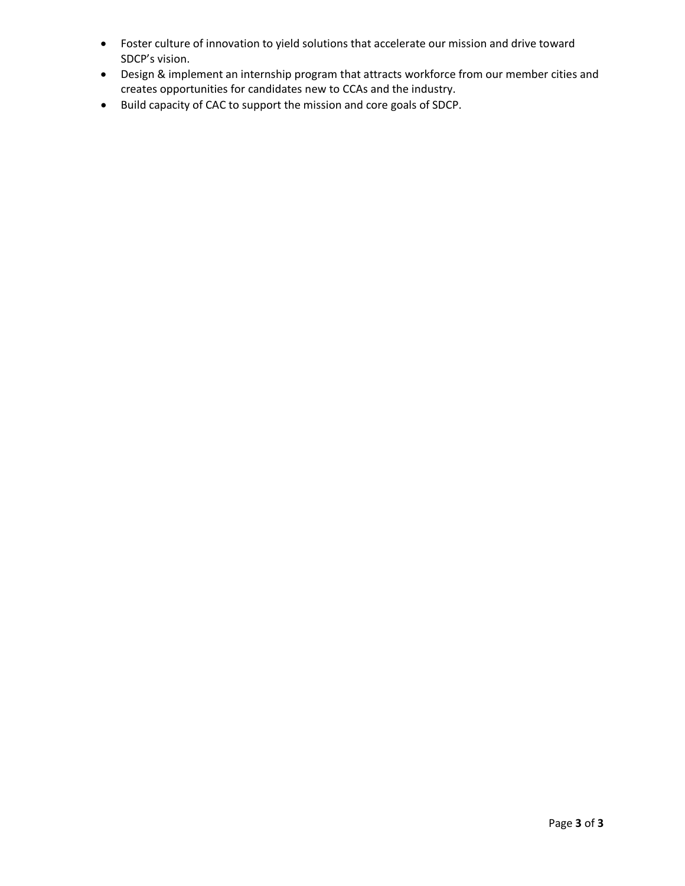- Foster culture of innovation to yield solutions that accelerate our mission and drive toward SDCP's vision.
- Design & implement an internship program that attracts workforce from our member cities and creates opportunities for candidates new to CCAs and the industry.
- Build capacity of CAC to support the mission and core goals of SDCP.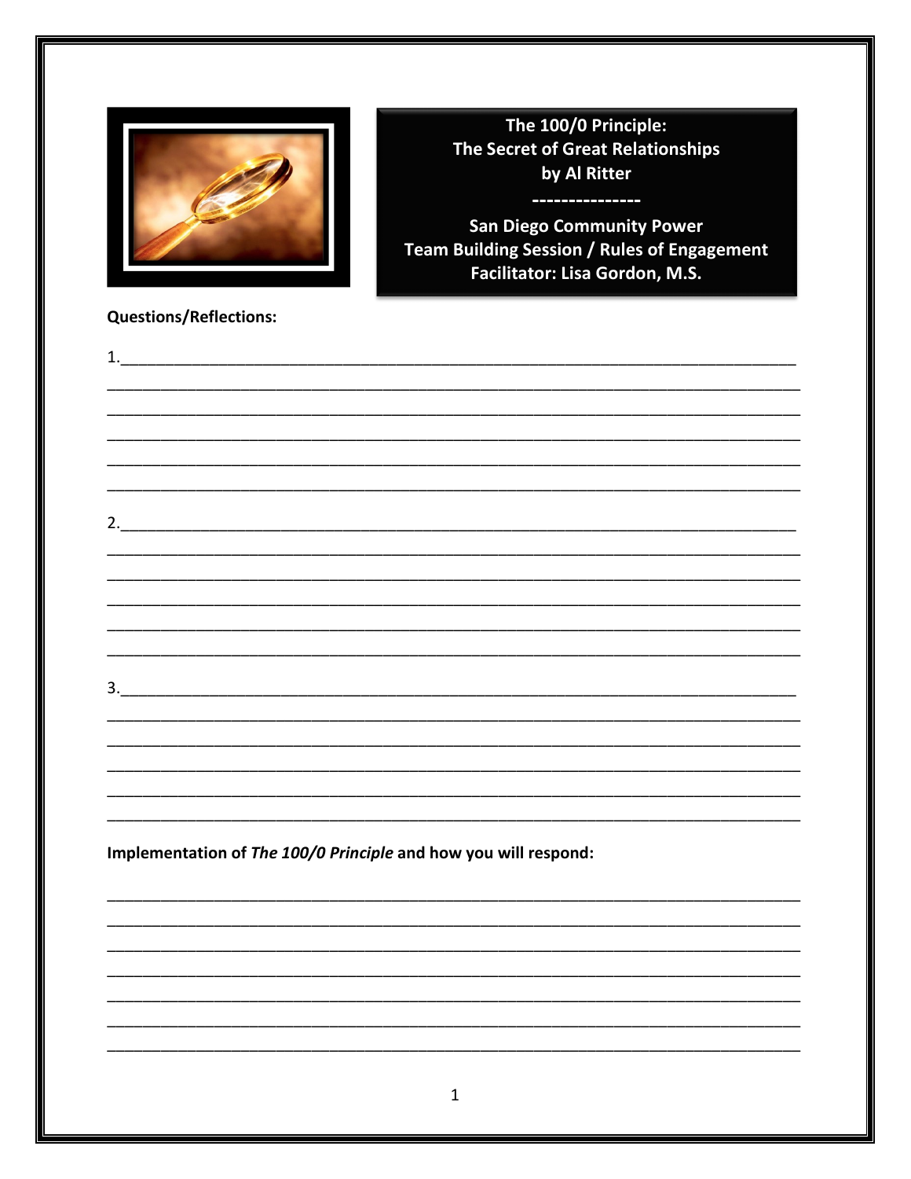**The 100/0 Principle:**
**The Secret of Great Relationships**
**by Al Ritter**

**---------------**

**San Diego Community Power**
**Team Building Session / Rules of Engagement**
**Facilitator: Lisa Gordon, M.S.**

**Questions/Reflections:**

1.___________________________________________________________________________
_____________________________________________________________________________
_____________________________________________________________________________
_____________________________________________________________________________
_____________________________________________________________________________
_____________________________________________________________________________

2.___________________________________________________________________________
_____________________________________________________________________________
_____________________________________________________________________________
_____________________________________________________________________________
_____________________________________________________________________________
_____________________________________________________________________________

3.___________________________________________________________________________
_____________________________________________________________________________
_____________________________________________________________________________
_____________________________________________________________________________
_____________________________________________________________________________
_____________________________________________________________________________

**Implementation of *The 100/0 Principle* and how you will respond:**

_____________________________________________________________________________
_____________________________________________________________________________
_____________________________________________________________________________
_____________________________________________________________________________
_____________________________________________________________________________
_____________________________________________________________________________
_____________________________________________________________________________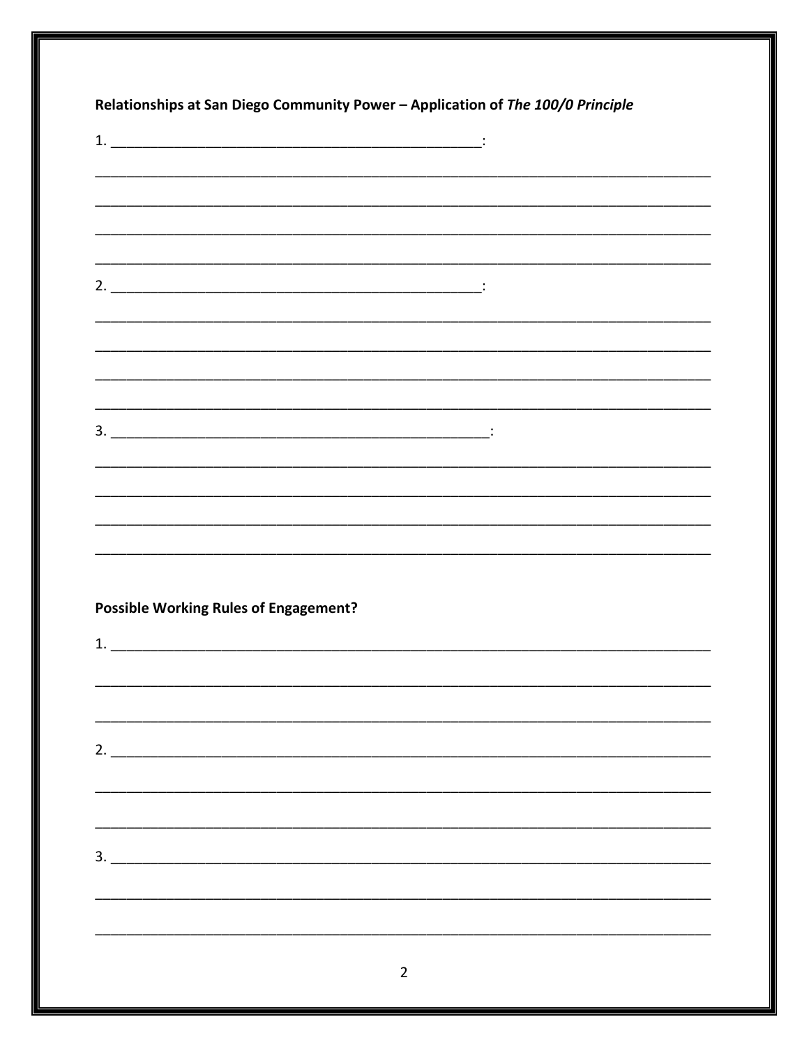**Relationships at San Diego Community Power – Application of *The 100/0 Principle***

1. ______________________________________________:

_____________________________________________________________________________

_____________________________________________________________________________

_____________________________________________________________________________

_____________________________________________________________________________

2. ______________________________________________:

_____________________________________________________________________________

_____________________________________________________________________________

_____________________________________________________________________________

_____________________________________________________________________________

3. ______________________________________________:

_____________________________________________________________________________

_____________________________________________________________________________

_____________________________________________________________________________

_____________________________________________________________________________

**Possible Working Rules of Engagement?**

1. __________________________________________________________________________

_____________________________________________________________________________

_____________________________________________________________________________

2. __________________________________________________________________________

_____________________________________________________________________________

_____________________________________________________________________________

3. __________________________________________________________________________

_____________________________________________________________________________

_____________________________________________________________________________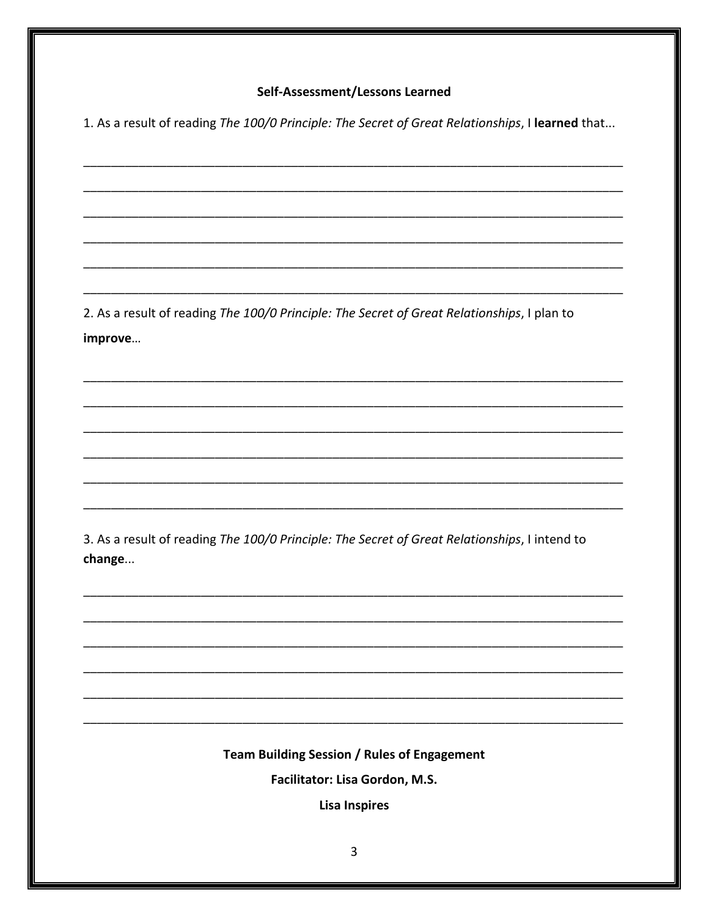**Self-Assessment/Lessons Learned**

1. As a result of reading *The 100/0 Principle: The Secret of Great Relationships*, I **learned** that...

______________________________________________________________________________

______________________________________________________________________________

______________________________________________________________________________

______________________________________________________________________________

______________________________________________________________________________

______________________________________________________________________________

2. As a result of reading *The 100/0 Principle: The Secret of Great Relationships*, I plan to **improve**...

______________________________________________________________________________

______________________________________________________________________________

______________________________________________________________________________

______________________________________________________________________________

______________________________________________________________________________

______________________________________________________________________________

3. As a result of reading *The 100/0 Principle: The Secret of Great Relationships*, I intend to **change**...

______________________________________________________________________________

______________________________________________________________________________

______________________________________________________________________________

______________________________________________________________________________

______________________________________________________________________________

______________________________________________________________________________

**Team Building Session / Rules of Engagement**

**Facilitator: Lisa Gordon, M.S.**

**Lisa Inspires**